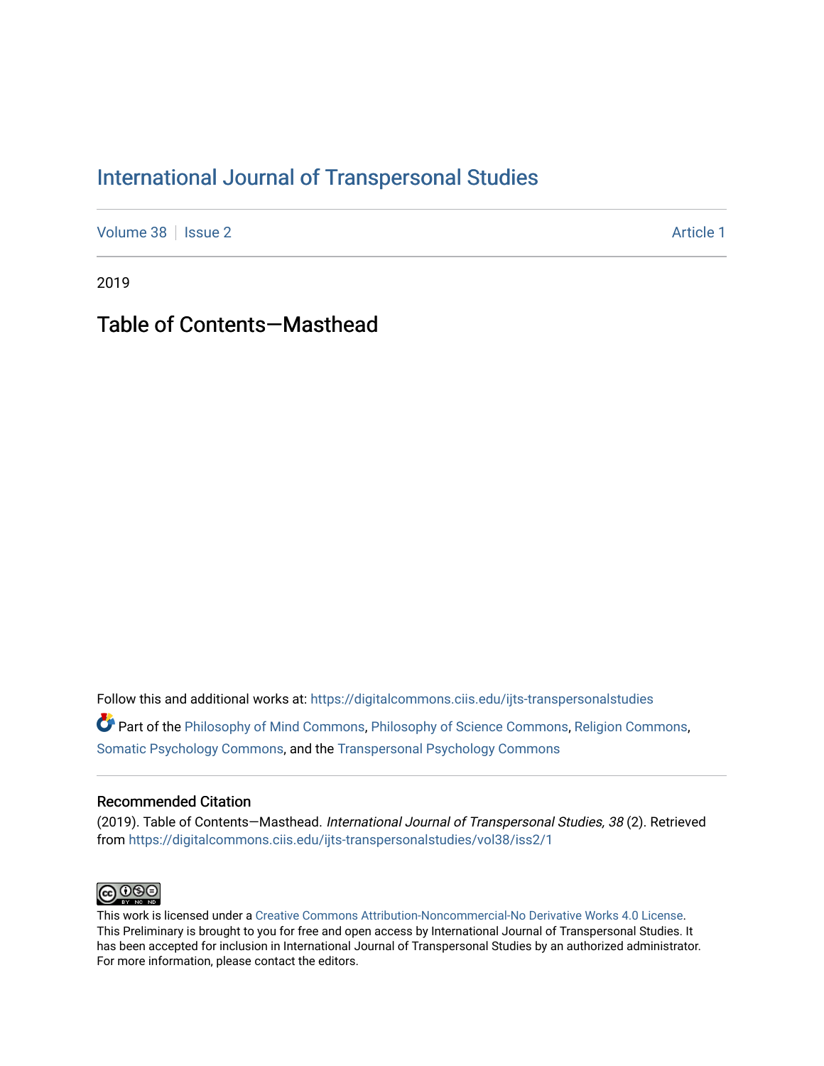# International Journal of Transpersonal Studies

Volume 38 | Issue 2 Article 1

2019

## Table of Contents—Masthead

Follow this and additional works at: https://digitalcommons.ciis.edu/ijts-transpersonalstudies

Part of the Philosophy of Mind Commons, Philosophy of Science Commons, Religion Commons, Somatic Psychology Commons, and the Transpersonal Psychology Commons

### Recommended Citation

(2019). Table of Contents—Masthead. *International Journal of Transpersonal Studies, 38* (2). Retrieved from https://digitalcommons.ciis.edu/ijts-transpersonalstudies/vol38/iss2/1

This work is licensed under a Creative Commons Attribution-Noncommercial-No Derivative Works 4.0 License. This Preliminary is brought to you for free and open access by International Journal of Transpersonal Studies. It has been accepted for inclusion in International Journal of Transpersonal Studies by an authorized administrator. For more information, please contact the editors.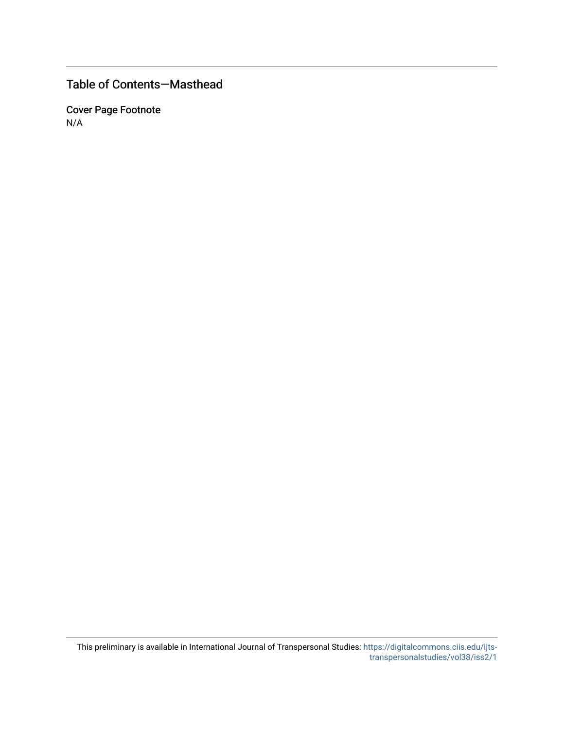## Table of Contents—Masthead

### Cover Page Footnote

N/A

This preliminary is available in International Journal of Transpersonal Studies: https://digitalcommons.ciis.edu/ijts-transpersonalstudies/vol38/iss2/1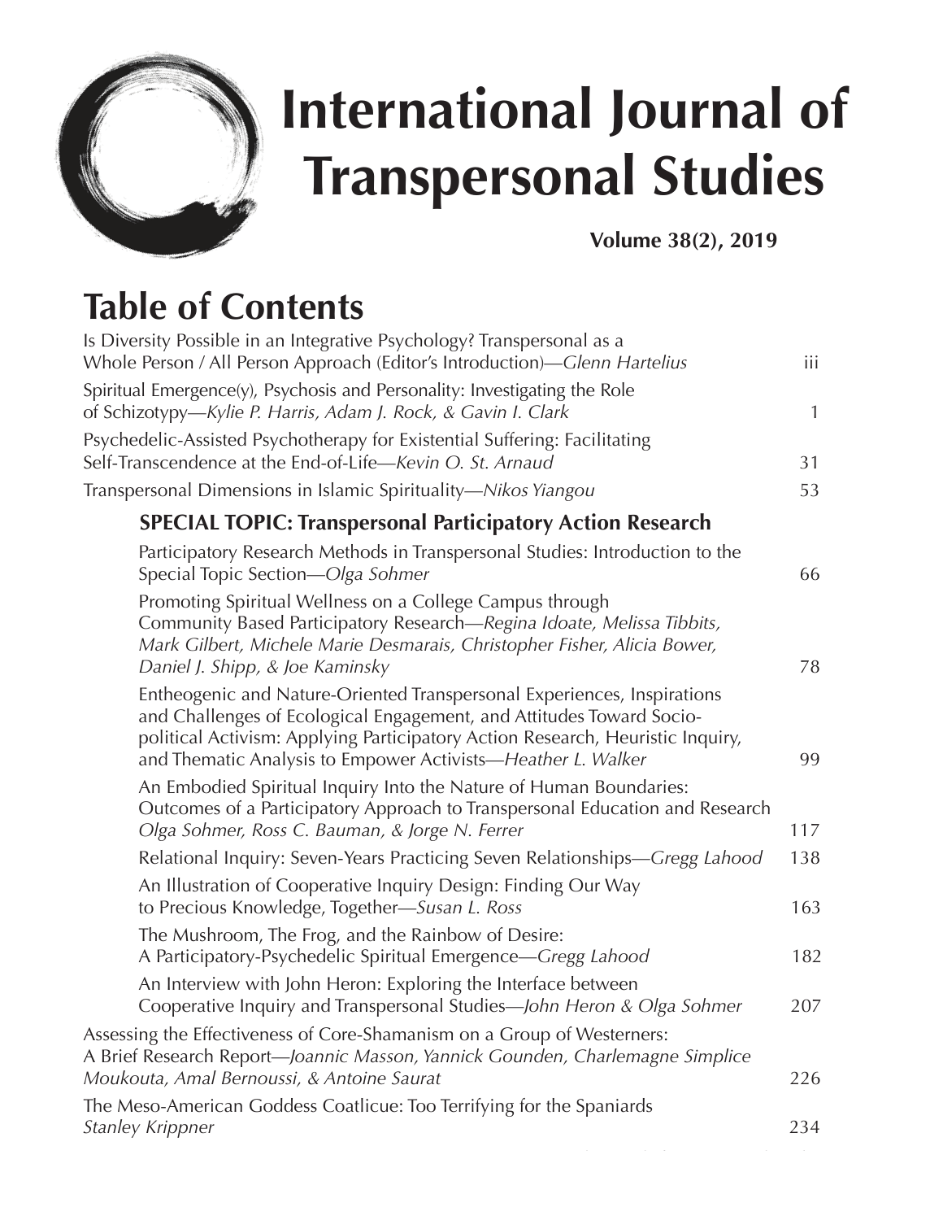# International Journal of Transpersonal Studies

**Volume 38(2), 2019**

## Table of Contents

Is Diversity Possible in an Integrative Psychology? Transpersonal as a Whole Person / All Person Approach (Editor's Introduction)—*Glenn Hartelius* iii

Spiritual Emergence(y), Psychosis and Personality: Investigating the Role of Schizotypy—*Kylie P. Harris, Adam J. Rock, & Gavin I. Clark* 1

Psychedelic-Assisted Psychotherapy for Existential Suffering: Facilitating Self-Transcendence at the End-of-Life—*Kevin O. St. Arnaud* 31

Transpersonal Dimensions in Islamic Spirituality—*Nikos Yiangou* 53

### SPECIAL TOPIC: Transpersonal Participatory Action Research

Participatory Research Methods in Transpersonal Studies: Introduction to the Special Topic Section—*Olga Sohmer* 66

Promoting Spiritual Wellness on a College Campus through Community Based Participatory Research—*Regina Idoate, Melissa Tibbits, Mark Gilbert, Michele Marie Desmarais, Christopher Fisher, Alicia Bower, Daniel J. Shipp, & Joe Kaminsky* 78

Entheogenic and Nature-Oriented Transpersonal Experiences, Inspirations and Challenges of Ecological Engagement, and Attitudes Toward Socio-political Activism: Applying Participatory Action Research, Heuristic Inquiry, and Thematic Analysis to Empower Activists—*Heather L. Walker* 99

An Embodied Spiritual Inquiry Into the Nature of Human Boundaries: Outcomes of a Participatory Approach to Transpersonal Education and Research *Olga Sohmer, Ross C. Bauman, & Jorge N. Ferrer* 117

Relational Inquiry: Seven-Years Practicing Seven Relationships—*Gregg Lahood* 138

An Illustration of Cooperative Inquiry Design: Finding Our Way to Precious Knowledge, Together—*Susan L. Ross* 163

The Mushroom, The Frog, and the Rainbow of Desire: A Participatory-Psychedelic Spiritual Emergence—*Gregg Lahood* 182

An Interview with John Heron: Exploring the Interface between Cooperative Inquiry and Transpersonal Studies—*John Heron & Olga Sohmer* 207

Assessing the Effectiveness of Core-Shamanism on a Group of Westerners: A Brief Research Report—*Joannic Masson, Yannick Gounden, Charlemagne Simplice Moukouta, Amal Bernoussi, & Antoine Saurat* 226

The Meso-American Goddess Coatlicue: Too Terrifying for the Spaniards *Stanley Krippner* 234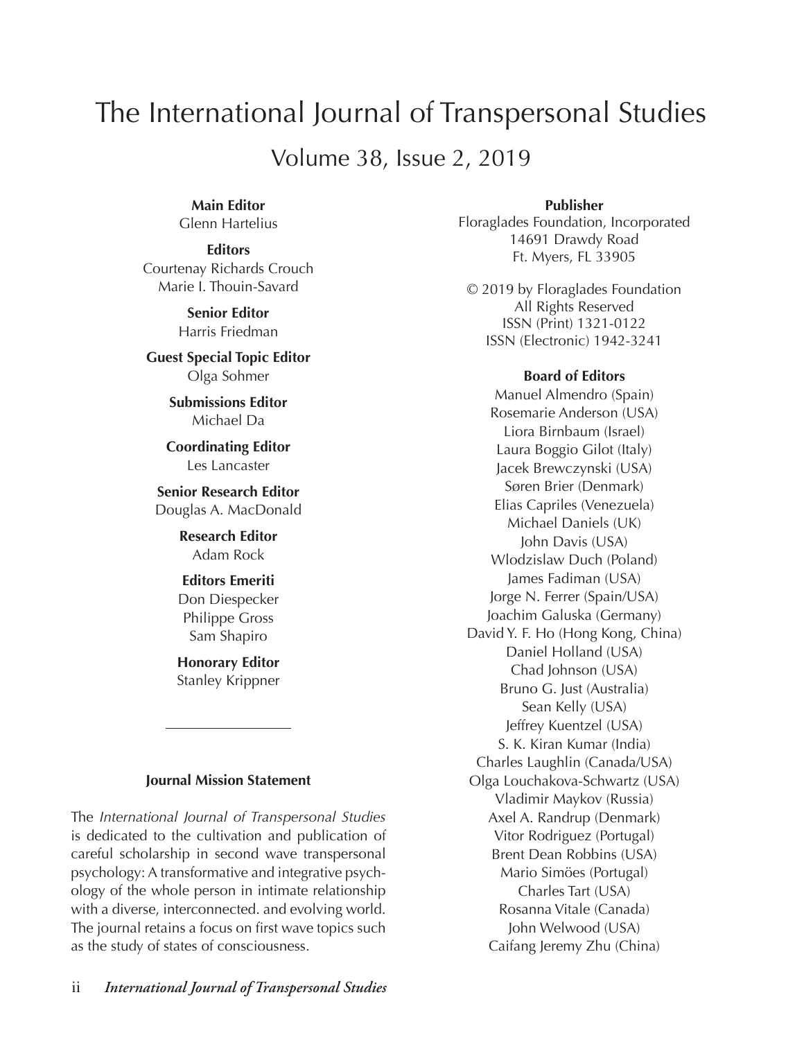# The International Journal of Transpersonal Studies

## Volume 38, Issue 2, 2019

**Main Editor**
Glenn Hartelius

**Editors**
Courtenay Richards Crouch
Marie I. Thouin-Savard

**Senior Editor**
Harris Friedman

**Guest Special Topic Editor**
Olga Sohmer

**Submissions Editor**
Michael Da

**Coordinating Editor**
Les Lancaster

**Senior Research Editor**
Douglas A. MacDonald

**Research Editor**
Adam Rock

**Editors Emeriti**
Don Diespecker
Philippe Gross
Sam Shapiro

**Honorary Editor**
Stanley Krippner

---

**Journal Mission Statement**

The *International Journal of Transpersonal Studies* is dedicated to the cultivation and publication of careful scholarship in second wave transpersonal psychology: A transformative and integrative psychology of the whole person in intimate relationship with a diverse, interconnected. and evolving world. The journal retains a focus on first wave topics such as the study of states of consciousness.

**Publisher**
Floraglades Foundation, Incorporated
14691 Drawdy Road
Ft. Myers, FL 33905

© 2019 by Floraglades Foundation
All Rights Reserved
ISSN (Print) 1321-0122
ISSN (Electronic) 1942-3241

**Board of Editors**
Manuel Almendro (Spain)
Rosemarie Anderson (USA)
Liora Birnbaum (Israel)
Laura Boggio Gilot (Italy)
Jacek Brewczynski (USA)
Søren Brier (Denmark)
Elias Capriles (Venezuela)
Michael Daniels (UK)
John Davis (USA)
Wlodzislaw Duch (Poland)
James Fadiman (USA)
Jorge N. Ferrer (Spain/USA)
Joachim Galuska (Germany)
David Y. F. Ho (Hong Kong, China)
Daniel Holland (USA)
Chad Johnson (USA)
Bruno G. Just (Australia)
Sean Kelly (USA)
Jeffrey Kuentzel (USA)
S. K. Kiran Kumar (India)
Charles Laughlin (Canada/USA)
Olga Louchakova-Schwartz (USA)
Vladimir Maykov (Russia)
Axel A. Randrup (Denmark)
Vitor Rodriguez (Portugal)
Brent Dean Robbins (USA)
Mario Simöes (Portugal)
Charles Tart (USA)
Rosanna Vitale (Canada)
John Welwood (USA)
Caifang Jeremy Zhu (China)